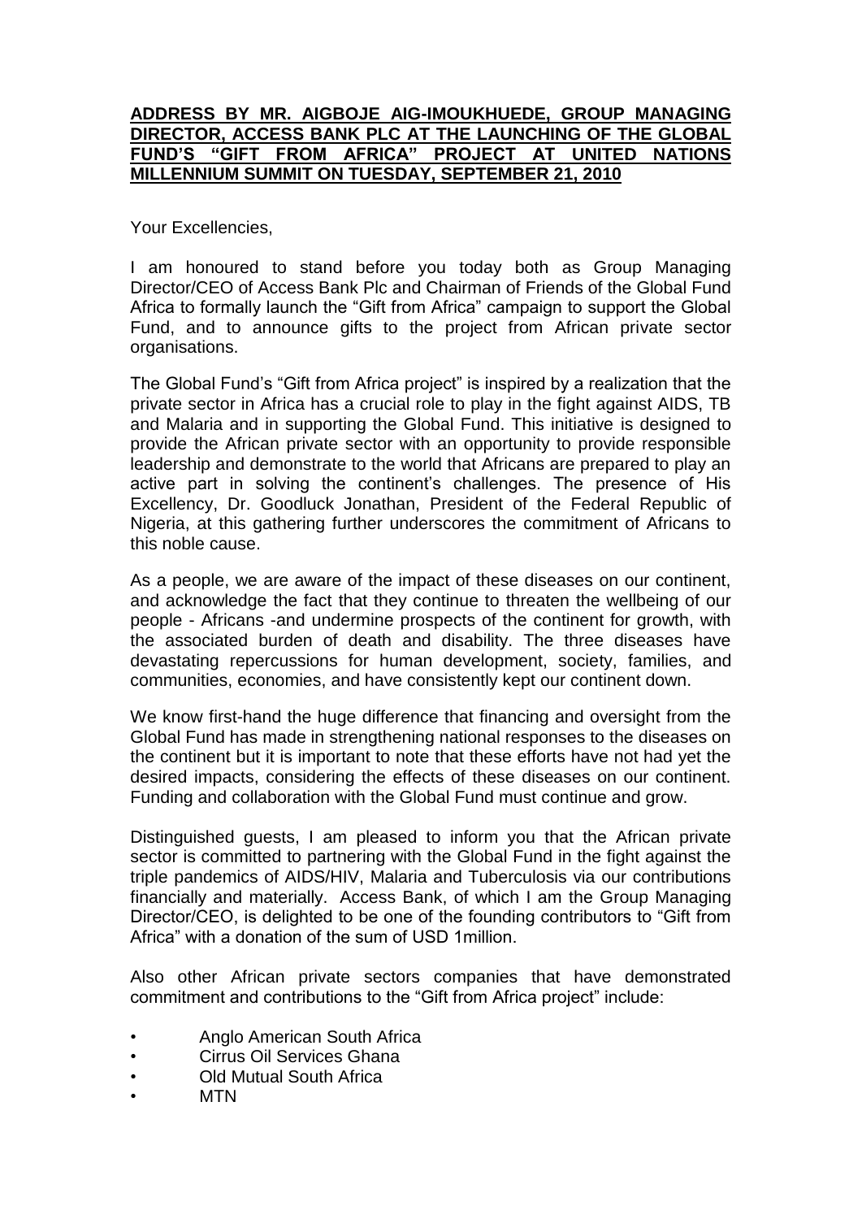**ADDRESS BY MR. AIGBOJE AIG-IMOUKHUEDE, GROUP MANAGING DIRECTOR, ACCESS BANK PLC AT THE LAUNCHING OF THE GLOBAL FUND'S "GIFT FROM AFRICA" PROJECT AT UNITED NATIONS MILLENNIUM SUMMIT ON TUESDAY, SEPTEMBER 21, 2010**

Your Excellencies,

I am honoured to stand before you today both as Group Managing Director/CEO of Access Bank Plc and Chairman of Friends of the Global Fund Africa to formally launch the "Gift from Africa" campaign to support the Global Fund, and to announce gifts to the project from African private sector organisations.

The Global Fund's "Gift from Africa project" is inspired by a realization that the private sector in Africa has a crucial role to play in the fight against AIDS, TB and Malaria and in supporting the Global Fund. This initiative is designed to provide the African private sector with an opportunity to provide responsible leadership and demonstrate to the world that Africans are prepared to play an active part in solving the continent's challenges. The presence of His Excellency, Dr. Goodluck Jonathan, President of the Federal Republic of Nigeria, at this gathering further underscores the commitment of Africans to this noble cause.

As a people, we are aware of the impact of these diseases on our continent, and acknowledge the fact that they continue to threaten the wellbeing of our people - Africans -and undermine prospects of the continent for growth, with the associated burden of death and disability. The three diseases have devastating repercussions for human development, society, families, and communities, economies, and have consistently kept our continent down.

We know first-hand the huge difference that financing and oversight from the Global Fund has made in strengthening national responses to the diseases on the continent but it is important to note that these efforts have not had yet the desired impacts, considering the effects of these diseases on our continent. Funding and collaboration with the Global Fund must continue and grow.

Distinguished guests, I am pleased to inform you that the African private sector is committed to partnering with the Global Fund in the fight against the triple pandemics of AIDS/HIV, Malaria and Tuberculosis via our contributions financially and materially. Access Bank, of which I am the Group Managing Director/CEO, is delighted to be one of the founding contributors to "Gift from Africa" with a donation of the sum of USD 1million.

Also other African private sectors companies that have demonstrated commitment and contributions to the "Gift from Africa project" include:

- Anglo American South Africa
- Cirrus Oil Services Ghana
- Old Mutual South Africa
- MTN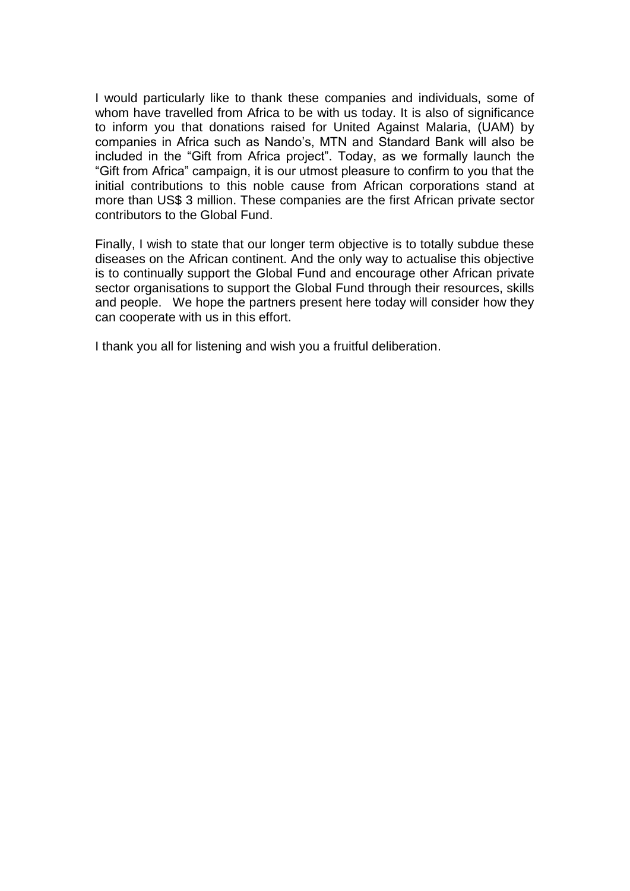I would particularly like to thank these companies and individuals, some of whom have travelled from Africa to be with us today. It is also of significance to inform you that donations raised for United Against Malaria, (UAM) by companies in Africa such as Nando's, MTN and Standard Bank will also be included in the "Gift from Africa project". Today, as we formally launch the "Gift from Africa" campaign, it is our utmost pleasure to confirm to you that the initial contributions to this noble cause from African corporations stand at more than US$ 3 million. These companies are the first African private sector contributors to the Global Fund.

Finally, I wish to state that our longer term objective is to totally subdue these diseases on the African continent. And the only way to actualise this objective is to continually support the Global Fund and encourage other African private sector organisations to support the Global Fund through their resources, skills and people. We hope the partners present here today will consider how they can cooperate with us in this effort.

I thank you all for listening and wish you a fruitful deliberation.